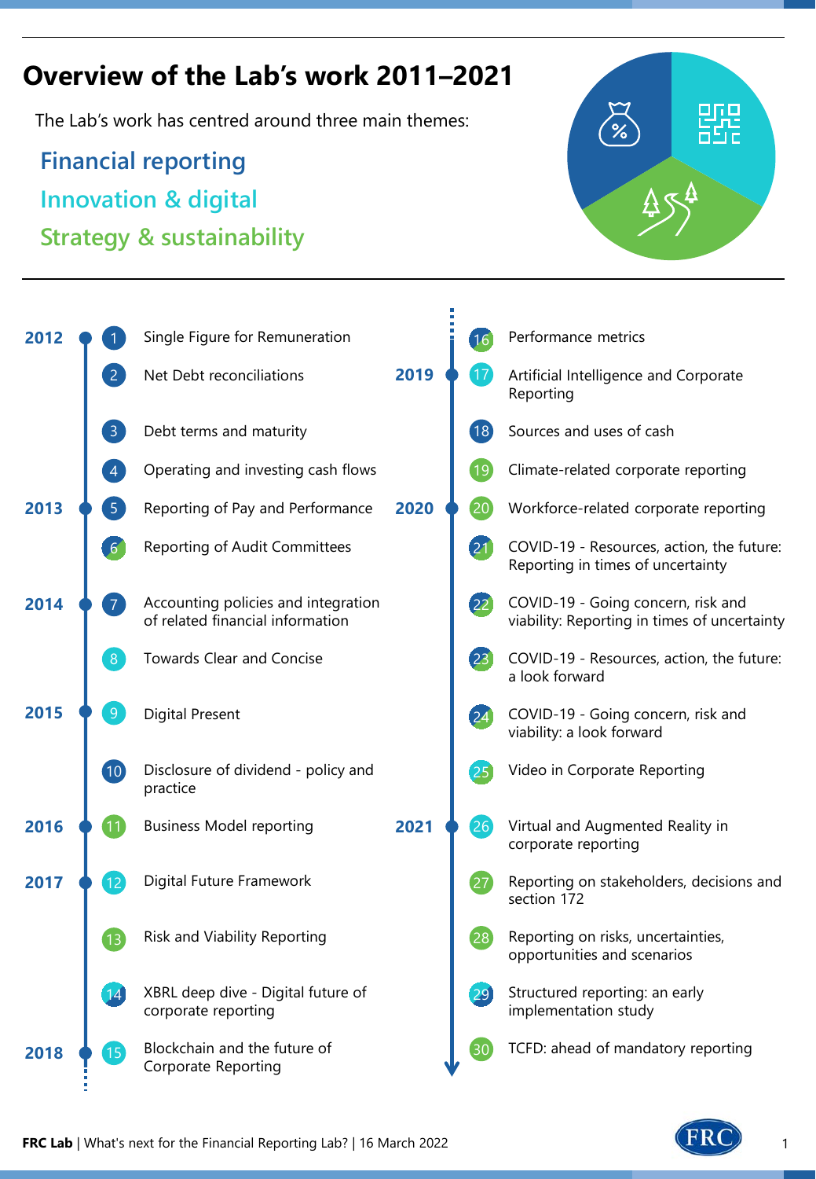# Overview of the Lab's work 2011–2021

The Lab's work has centred around three main themes:

- **Financial reporting**
- **Innovation & digital**
- **Strategy & sustainability**

**2012**

1. Single Figure for Remuneration
2. Net Debt reconciliations
3. Debt terms and maturity
4. Operating and investing cash flows

**2013**

5. Reporting of Pay and Performance
6. Reporting of Audit Committees

**2014**

7. Accounting policies and integration of related financial information
8. Towards Clear and Concise

**2015**

9. Digital Present
10. Disclosure of dividend - policy and practice

**2016**

11. Business Model reporting

**2017**

12. Digital Future Framework
13. Risk and Viability Reporting
14. XBRL deep dive - Digital future of corporate reporting

**2018**

15. Blockchain and the future of Corporate Reporting
16. Performance metrics

**2019**

17. Artificial Intelligence and Corporate Reporting
18. Sources and uses of cash
19. Climate-related corporate reporting

**2020**

20. Workforce-related corporate reporting
21. COVID-19 - Resources, action, the future: Reporting in times of uncertainty
22. COVID-19 - Going concern, risk and viability: Reporting in times of uncertainty
23. COVID-19 - Resources, action, the future: a look forward
24. COVID-19 - Going concern, risk and viability: a look forward
25. Video in Corporate Reporting

**2021**

26. Virtual and Augmented Reality in corporate reporting
27. Reporting on stakeholders, decisions and section 172
28. Reporting on risks, uncertainties, opportunities and scenarios
29. Structured reporting: an early implementation study
30. TCFD: ahead of mandatory reporting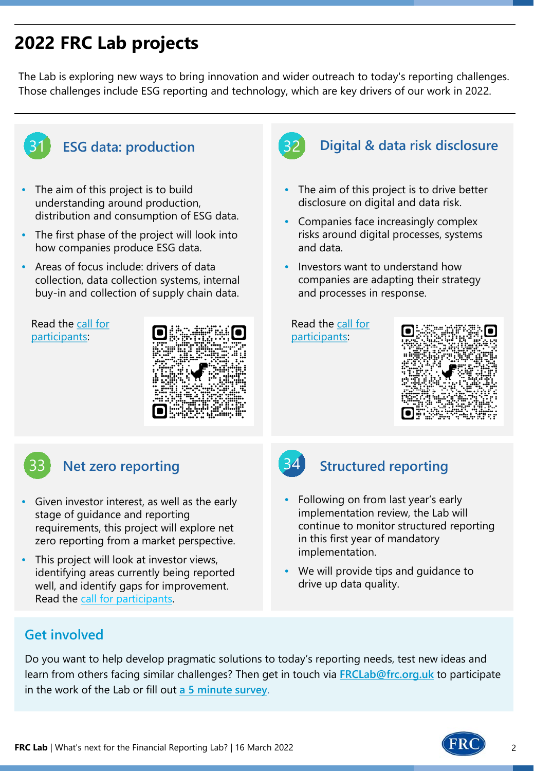# 2022 FRC Lab projects

The Lab is exploring new ways to bring innovation and wider outreach to today's reporting challenges. Those challenges include ESG reporting and technology, which are key drivers of our work in 2022.

## 31 ESG data: production

- The aim of this project is to build understanding around production, distribution and consumption of ESG data.
- The first phase of the project will look into how companies produce ESG data.
- Areas of focus include: drivers of data collection, data collection systems, internal buy-in and collection of supply chain data.

Read the call for participants:

## 32 Digital & data risk disclosure

- The aim of this project is to drive better disclosure on digital and data risk.
- Companies face increasingly complex risks around digital processes, systems and data.
- Investors want to understand how companies are adapting their strategy and processes in response.

Read the call for participants:

## 33 Net zero reporting

- Given investor interest, as well as the early stage of guidance and reporting requirements, this project will explore net zero reporting from a market perspective.
- This project will look at investor views, identifying areas currently being reported well, and identify gaps for improvement. Read the call for participants.

## 34 Structured reporting

- Following on from last year's early implementation review, the Lab will continue to monitor structured reporting in this first year of mandatory implementation.
- We will provide tips and guidance to drive up data quality.

## Get involved

Do you want to help develop pragmatic solutions to today's reporting needs, test new ideas and learn from others facing similar challenges? Then get in touch via **FRCLab@frc.org.uk** to participate in the work of the Lab or fill out **a 5 minute survey**.

**FRC Lab** | What's next for the Financial Reporting Lab? | 16 March 2022